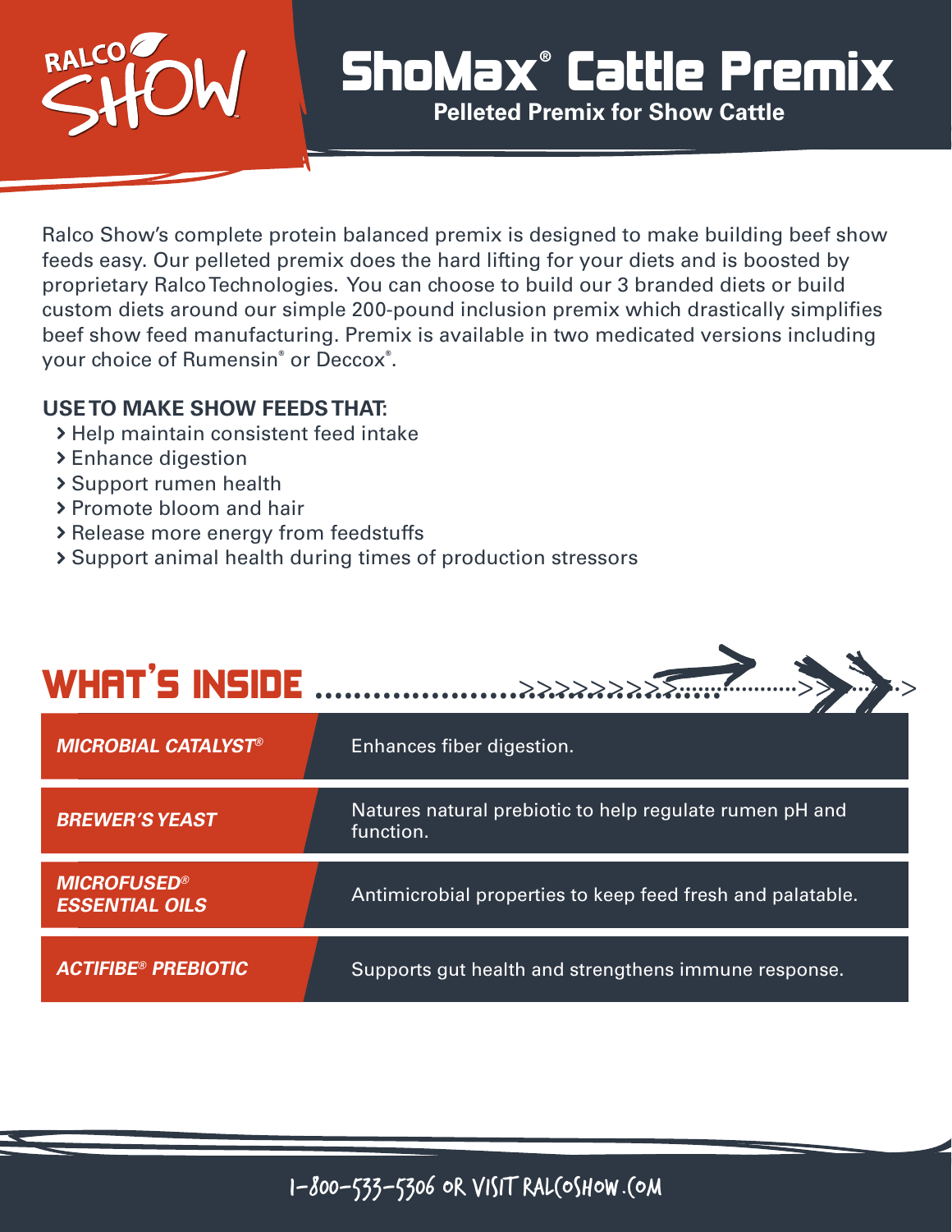RALCO SHOW

# ShoMax® Cattle Premix

**Pelleted Premix for Show Cattle**

Ralco Show's complete protein balanced premix is designed to make building beef show feeds easy. Our pelleted premix does the hard lifting for your diets and is boosted by proprietary Ralco Technologies. You can choose to build our 3 branded diets or build custom diets around our simple 200-pound inclusion premix which drastically simplifies beef show feed manufacturing. Premix is available in two medicated versions including your choice of Rumensin® or Deccox®.

**USE TO MAKE SHOW FEEDS THAT:**

- Help maintain consistent feed intake
- Enhance digestion
- Support rumen health
- Promote bloom and hair
- Release more energy from feedstuffs
- Support animal health during times of production stressors

## WHAT'S INSIDE

| | |
|---|---|
| ***MICROBIAL CATALYST®*** | Enhances fiber digestion. |
| ***BREWER'S YEAST*** | Natures natural prebiotic to help regulate rumen pH and function. |
| ***MICROFUSED® ESSENTIAL OILS*** | Antimicrobial properties to keep feed fresh and palatable. |
| ***ACTIFIBE® PREBIOTIC*** | Supports gut health and strengthens immune response. |

1-800-533-5306 OR VISIT RALCOSHOW.COM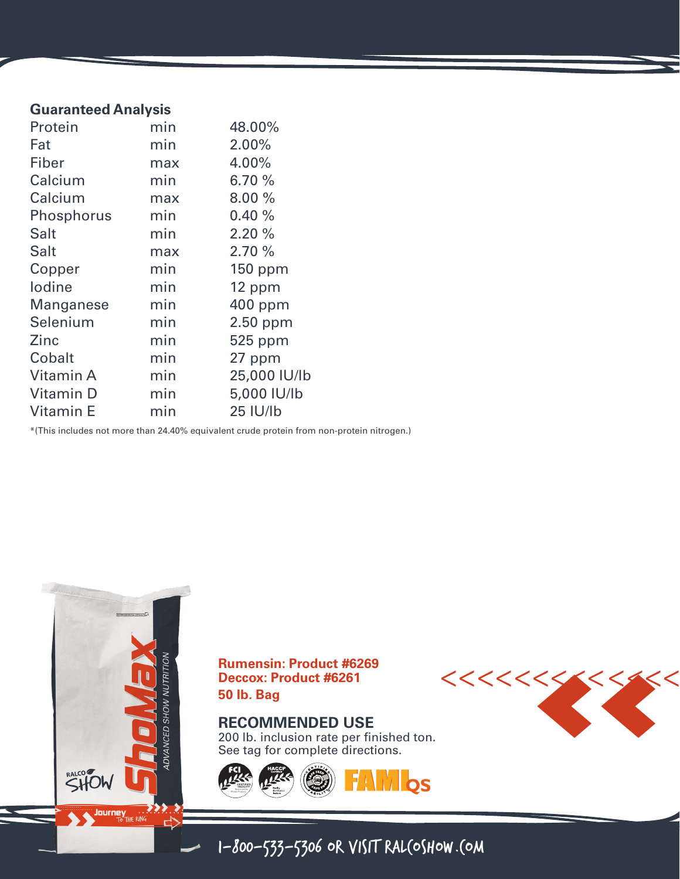## Guaranteed Analysis

| | | |
|---|---|---|
| Protein | min | 48.00% |
| Fat | min | 2.00% |
| Fiber | max | 4.00% |
| Calcium | min | 6.70 % |
| Calcium | max | 8.00 % |
| Phosphorus | min | 0.40 % |
| Salt | min | 2.20 % |
| Salt | max | 2.70 % |
| Copper | min | 150 ppm |
| Iodine | min | 12 ppm |
| Manganese | min | 400 ppm |
| Selenium | min | 2.50 ppm |
| Zinc | min | 525 ppm |
| Cobalt | min | 27 ppm |
| Vitamin A | min | 25,000 IU/lb |
| Vitamin D | min | 5,000 IU/lb |
| Vitamin E | min | 25 IU/lb |

*(This includes not more than 24.40% equivalent crude protein from non-protein nitrogen.)

**Rumensin: Product #6269**
**Deccox: Product #6261**
**50 lb. Bag**

### RECOMMENDED USE

200 lb. inclusion rate per finished ton.
See tag for complete directions.

1-800-533-5306 OR VISIT RALCOSHOW.COM